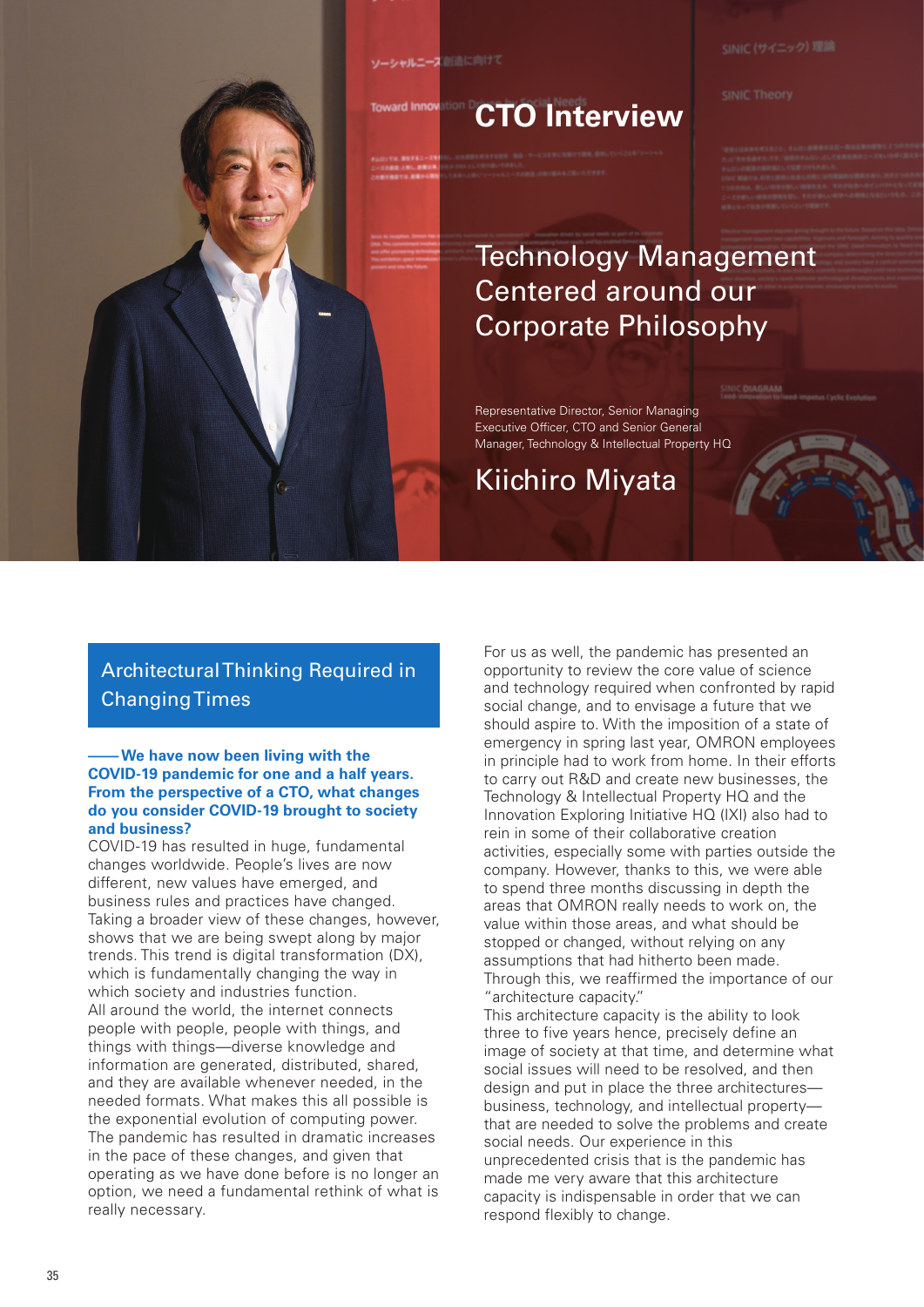# CTO Interview

# Technology Management Centered around our Corporate Philosophy

Representative Director, Senior Managing Executive Officer, CTO and Senior General Manager, Technology & Intellectual Property HQ

## Kiichiro Miyata

## Architectural Thinking Required in Changing Times

**——We have now been living with the COVID-19 pandemic for one and a half years. From the perspective of a CTO, what changes do you consider COVID-19 brought to society and business?**

COVID-19 has resulted in huge, fundamental changes worldwide. People's lives are now different, new values have emerged, and business rules and practices have changed. Taking a broader view of these changes, however, shows that we are being swept along by major trends. This trend is digital transformation (DX), which is fundamentally changing the way in which society and industries function.

All around the world, the internet connects people with people, people with things, and things with things—diverse knowledge and information are generated, distributed, shared, and they are available whenever needed, in the needed formats. What makes this all possible is the exponential evolution of computing power. The pandemic has resulted in dramatic increases in the pace of these changes, and given that operating as we have done before is no longer an option, we need a fundamental rethink of what is really necessary.

For us as well, the pandemic has presented an opportunity to review the core value of science and technology required when confronted by rapid social change, and to envisage a future that we should aspire to. With the imposition of a state of emergency in spring last year, OMRON employees in principle had to work from home. In their efforts to carry out R&D and create new businesses, the Technology & Intellectual Property HQ and the Innovation Exploring Initiative HQ (IXI) also had to rein in some of their collaborative creation activities, especially some with parties outside the company. However, thanks to this, we were able to spend three months discussing in depth the areas that OMRON really needs to work on, the value within those areas, and what should be stopped or changed, without relying on any assumptions that had hitherto been made. Through this, we reaffirmed the importance of our "architecture capacity."

This architecture capacity is the ability to look three to five years hence, precisely define an image of society at that time, and determine what social issues will need to be resolved, and then design and put in place the three architectures—business, technology, and intellectual property—that are needed to solve the problems and create social needs. Our experience in this unprecedented crisis that is the pandemic has made me very aware that this architecture capacity is indispensable in order that we can respond flexibly to change.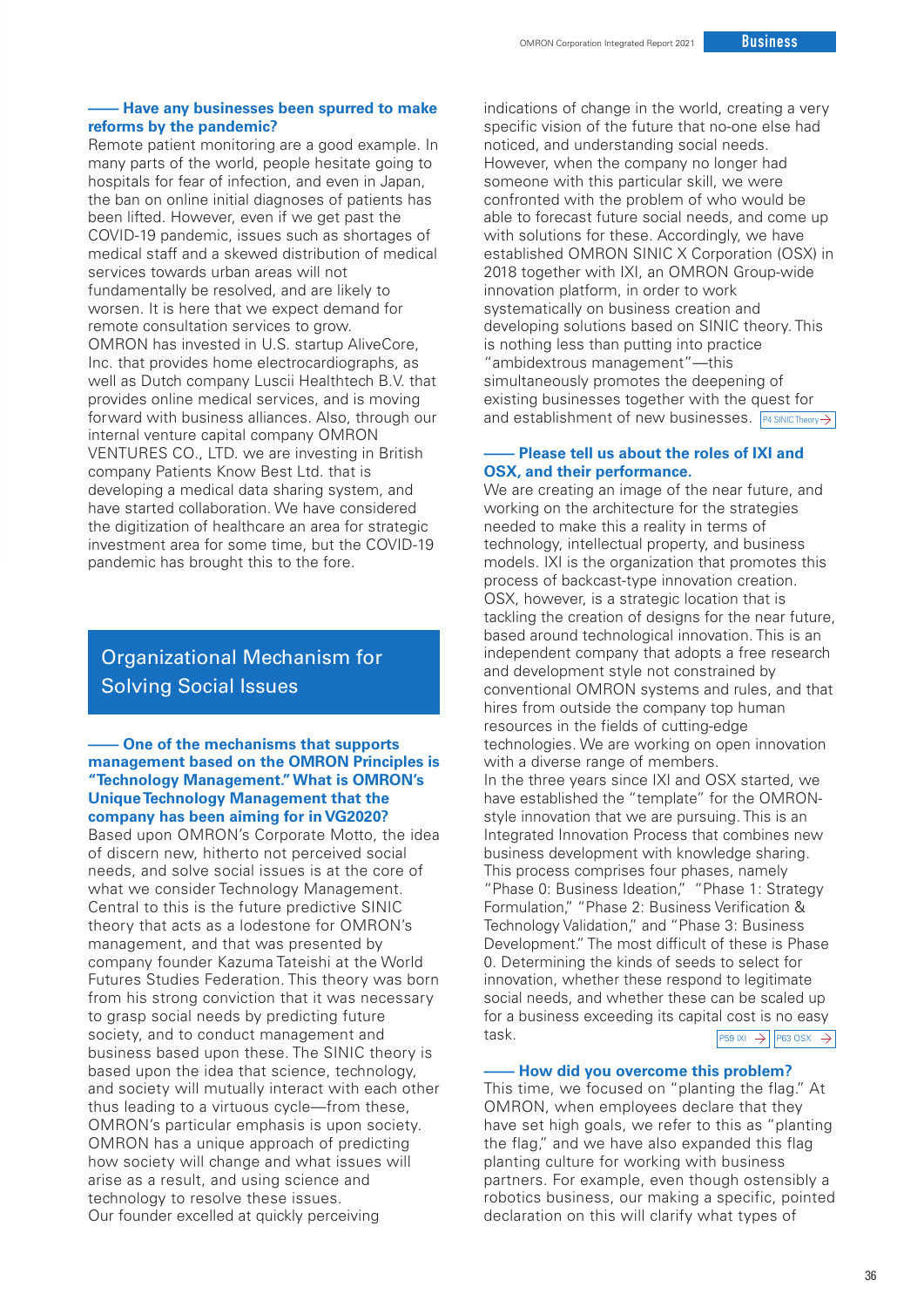**—— Have any businesses been spurred to make reforms by the pandemic?**

Remote patient monitoring are a good example. In many parts of the world, people hesitate going to hospitals for fear of infection, and even in Japan, the ban on online initial diagnoses of patients has been lifted. However, even if we get past the COVID-19 pandemic, issues such as shortages of medical staff and a skewed distribution of medical services towards urban areas will not fundamentally be resolved, and are likely to worsen. It is here that we expect demand for remote consultation services to grow.

OMRON has invested in U.S. startup AliveCore, Inc. that provides home electrocardiographs, as well as Dutch company Luscii Healthtech B.V. that provides online medical services, and is moving forward with business alliances. Also, through our internal venture capital company OMRON VENTURES CO., LTD. we are investing in British company Patients Know Best Ltd. that is developing a medical data sharing system, and have started collaboration. We have considered the digitization of healthcare an area for strategic investment area for some time, but the COVID-19 pandemic has brought this to the fore.

## Organizational Mechanism for Solving Social Issues

**—— One of the mechanisms that supports management based on the OMRON Principles is "Technology Management." What is OMRON's Unique Technology Management that the company has been aiming for in VG2020?**

Based upon OMRON's Corporate Motto, the idea of discern new, hitherto not perceived social needs, and solve social issues is at the core of what we consider Technology Management. Central to this is the future predictive SINIC theory that acts as a lodestone for OMRON's management, and that was presented by company founder Kazuma Tateishi at the World Futures Studies Federation. This theory was born from his strong conviction that it was necessary to grasp social needs by predicting future society, and to conduct management and business based upon these. The SINIC theory is based upon the idea that science, technology, and society will mutually interact with each other thus leading to a virtuous cycle—from these, OMRON's particular emphasis is upon society. OMRON has a unique approach of predicting how society will change and what issues will arise as a result, and using science and technology to resolve these issues.

Our founder excelled at quickly perceiving indications of change in the world, creating a very specific vision of the future that no-one else had noticed, and understanding social needs. However, when the company no longer had someone with this particular skill, we were confronted with the problem of who would be able to forecast future social needs, and come up with solutions for these. Accordingly, we have established OMRON SINIC X Corporation (OSX) in 2018 together with IXI, an OMRON Group-wide innovation platform, in order to work systematically on business creation and developing solutions based on SINIC theory. This is nothing less than putting into practice "ambidextrous management"—this simultaneously promotes the deepening of existing businesses together with the quest for and establishment of new businesses. P4 SINIC Theory →

**—— Please tell us about the roles of IXI and OSX, and their performance.**

We are creating an image of the near future, and working on the architecture for the strategies needed to make this a reality in terms of technology, intellectual property, and business models. IXI is the organization that promotes this process of backcast-type innovation creation. OSX, however, is a strategic location that is tackling the creation of designs for the near future, based around technological innovation. This is an independent company that adopts a free research and development style not constrained by conventional OMRON systems and rules, and that hires from outside the company top human resources in the fields of cutting-edge technologies. We are working on open innovation with a diverse range of members.

In the three years since IXI and OSX started, we have established the "template" for the OMRON-style innovation that we are pursuing. This is an Integrated Innovation Process that combines new business development with knowledge sharing. This process comprises four phases, namely "Phase 0: Business Ideation," "Phase 1: Strategy Formulation," "Phase 2: Business Verification & Technology Validation," and "Phase 3: Business Development." The most difficult of these is Phase 0. Determining the kinds of seeds to select for innovation, whether these respond to legitimate social needs, and whether these can be scaled up for a business exceeding its capital cost is no easy task. P59 IXI → P63 OSX →

**—— How did you overcome this problem?**

This time, we focused on "planting the flag." At OMRON, when employees declare that they have set high goals, we refer to this as "planting the flag," and we have also expanded this flag planting culture for working with business partners. For example, even though ostensibly a robotics business, our making a specific, pointed declaration on this will clarify what types of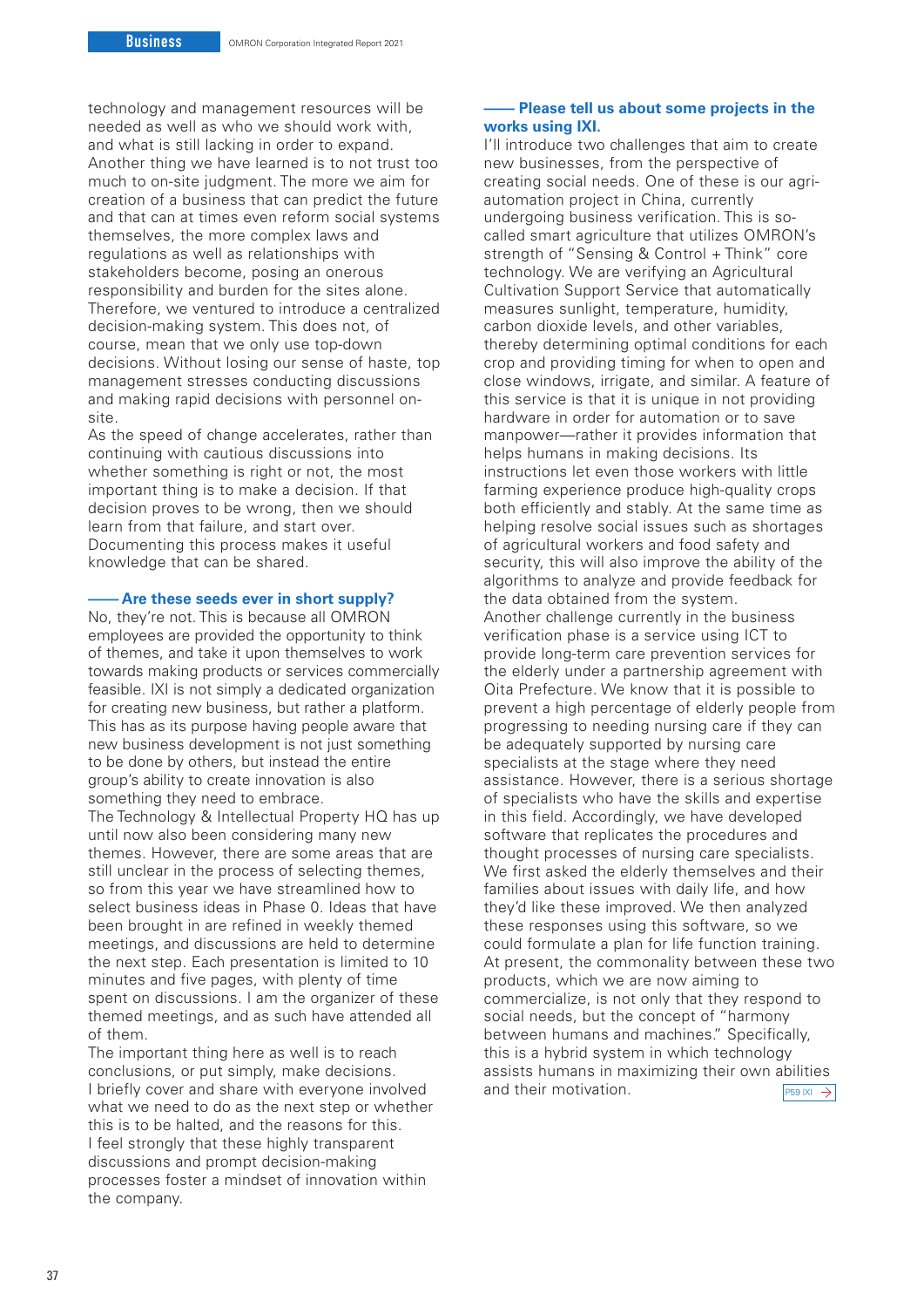technology and management resources will be needed as well as who we should work with, and what is still lacking in order to expand. Another thing we have learned is to not trust too much to on-site judgment. The more we aim for creation of a business that can predict the future and that can at times even reform social systems themselves, the more complex laws and regulations as well as relationships with stakeholders become, posing an onerous responsibility and burden for the sites alone. Therefore, we ventured to introduce a centralized decision-making system. This does not, of course, mean that we only use top-down decisions. Without losing our sense of haste, top management stresses conducting discussions and making rapid decisions with personnel on-site.

As the speed of change accelerates, rather than continuing with cautious discussions into whether something is right or not, the most important thing is to make a decision. If that decision proves to be wrong, then we should learn from that failure, and start over. Documenting this process makes it useful knowledge that can be shared.

### —— Are these seeds ever in short supply?

No, they're not. This is because all OMRON employees are provided the opportunity to think of themes, and take it upon themselves to work towards making products or services commercially feasible. IXI is not simply a dedicated organization for creating new business, but rather a platform. This has as its purpose having people aware that new business development is not just something to be done by others, but instead the entire group's ability to create innovation is also something they need to embrace.

The Technology & Intellectual Property HQ has up until now also been considering many new themes. However, there are some areas that are still unclear in the process of selecting themes, so from this year we have streamlined how to select business ideas in Phase 0. Ideas that have been brought in are refined in weekly themed meetings, and discussions are held to determine the next step. Each presentation is limited to 10 minutes and five pages, with plenty of time spent on discussions. I am the organizer of these themed meetings, and as such have attended all of them.

The important thing here as well is to reach conclusions, or put simply, make decisions. I briefly cover and share with everyone involved what we need to do as the next step or whether this is to be halted, and the reasons for this.

I feel strongly that these highly transparent discussions and prompt decision-making processes foster a mindset of innovation within the company.

### —— Please tell us about some projects in the works using IXI.

I'll introduce two challenges that aim to create new businesses, from the perspective of creating social needs. One of these is our agri-automation project in China, currently undergoing business verification. This is so-called smart agriculture that utilizes OMRON's strength of "Sensing & Control + Think" core technology. We are verifying an Agricultural Cultivation Support Service that automatically measures sunlight, temperature, humidity, carbon dioxide levels, and other variables, thereby determining optimal conditions for each crop and providing timing for when to open and close windows, irrigate, and similar. A feature of this service is that it is unique in not providing hardware in order for automation or to save manpower—rather it provides information that helps humans in making decisions. Its instructions let even those workers with little farming experience produce high-quality crops both efficiently and stably. At the same time as helping resolve social issues such as shortages of agricultural workers and food safety and security, this will also improve the ability of the algorithms to analyze and provide feedback for the data obtained from the system.

Another challenge currently in the business verification phase is a service using ICT to provide long-term care prevention services for the elderly under a partnership agreement with Oita Prefecture. We know that it is possible to prevent a high percentage of elderly people from progressing to needing nursing care if they can be adequately supported by nursing care specialists at the stage where they need assistance. However, there is a serious shortage of specialists who have the skills and expertise in this field. Accordingly, we have developed software that replicates the procedures and thought processes of nursing care specialists. We first asked the elderly themselves and their families about issues with daily life, and how they'd like these improved. We then analyzed these responses using this software, so we could formulate a plan for life function training. At present, the commonality between these two products, which we are now aiming to commercialize, is not only that they respond to social needs, but the concept of "harmony between humans and machines." Specifically, this is a hybrid system in which technology assists humans in maximizing their own abilities and their motivation.

P59 IXI →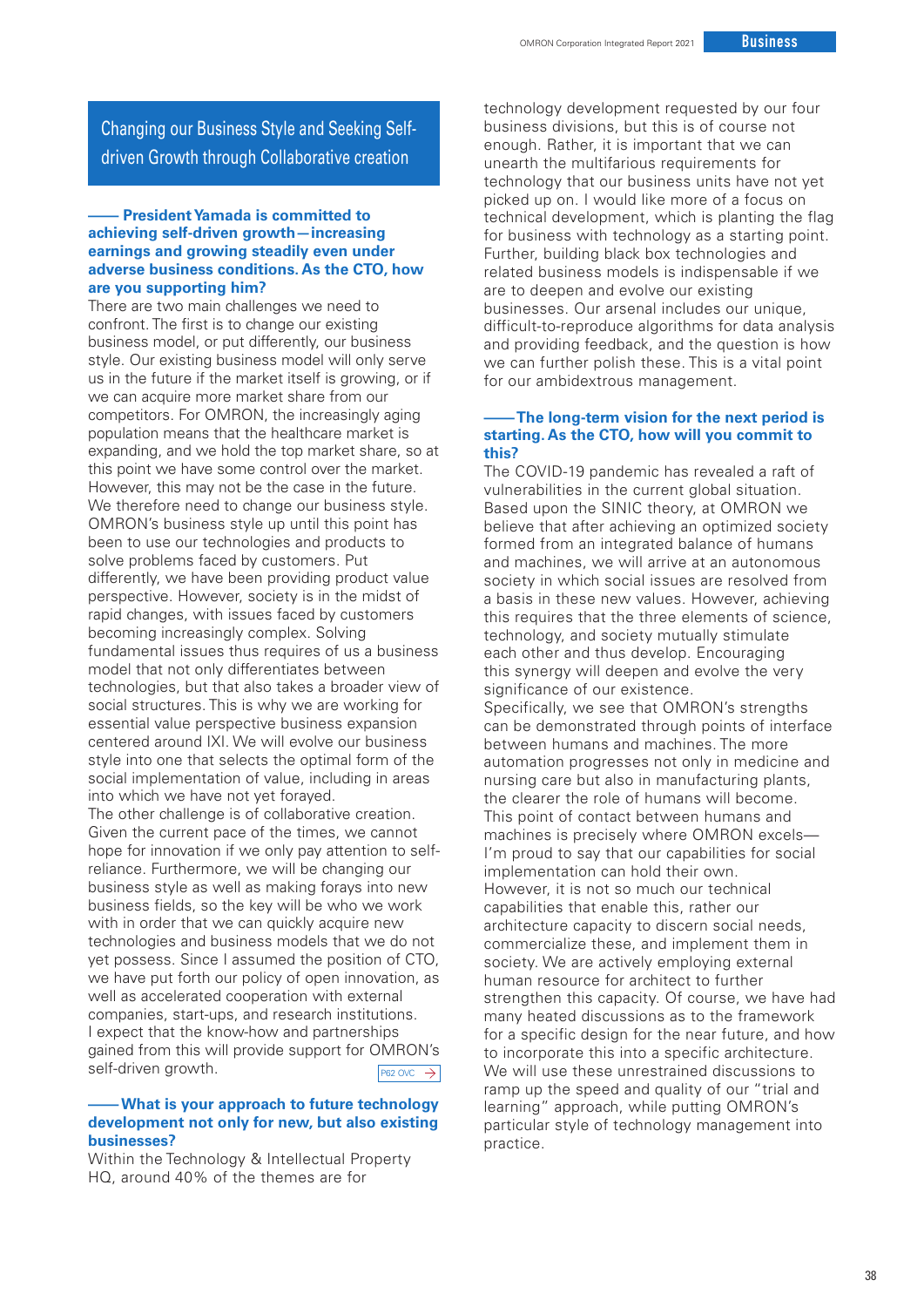## Changing our Business Style and Seeking Self-driven Growth through Collaborative creation

**—— President Yamada is committed to achieving self-driven growth—increasing earnings and growing steadily even under adverse business conditions. As the CTO, how are you supporting him?**

There are two main challenges we need to confront. The first is to change our existing business model, or put differently, our business style. Our existing business model will only serve us in the future if the market itself is growing, or if we can acquire more market share from our competitors. For OMRON, the increasingly aging population means that the healthcare market is expanding, and we hold the top market share, so at this point we have some control over the market. However, this may not be the case in the future. We therefore need to change our business style. OMRON's business style up until this point has been to use our technologies and products to solve problems faced by customers. Put differently, we have been providing product value perspective. However, society is in the midst of rapid changes, with issues faced by customers becoming increasingly complex. Solving fundamental issues thus requires of us a business model that not only differentiates between technologies, but that also takes a broader view of social structures. This is why we are working for essential value perspective business expansion centered around IXI. We will evolve our business style into one that selects the optimal form of the social implementation of value, including in areas into which we have not yet forayed.

The other challenge is of collaborative creation. Given the current pace of the times, we cannot hope for innovation if we only pay attention to self-reliance. Furthermore, we will be changing our business style as well as making forays into new business fields, so the key will be who we work with in order that we can quickly acquire new technologies and business models that we do not yet possess. Since I assumed the position of CTO, we have put forth our policy of open innovation, as well as accelerated cooperation with external companies, start-ups, and research institutions. I expect that the know-how and partnerships gained from this will provide support for OMRON's self-driven growth.

P62 OVC →

**—— What is your approach to future technology development not only for new, but also existing businesses?**

Within the Technology & Intellectual Property HQ, around 40% of the themes are for technology development requested by our four business divisions, but this is of course not enough. Rather, it is important that we can unearth the multifarious requirements for technology that our business units have not yet picked up on. I would like more of a focus on technical development, which is planting the flag for business with technology as a starting point. Further, building black box technologies and related business models is indispensable if we are to deepen and evolve our existing businesses. Our arsenal includes our unique, difficult-to-reproduce algorithms for data analysis and providing feedback, and the question is how we can further polish these. This is a vital point for our ambidextrous management.

**—— The long-term vision for the next period is starting. As the CTO, how will you commit to this?**

The COVID-19 pandemic has revealed a raft of vulnerabilities in the current global situation. Based upon the SINIC theory, at OMRON we believe that after achieving an optimized society formed from an integrated balance of humans and machines, we will arrive at an autonomous society in which social issues are resolved from a basis in these new values. However, achieving this requires that the three elements of science, technology, and society mutually stimulate each other and thus develop. Encouraging this synergy will deepen and evolve the very significance of our existence.

Specifically, we see that OMRON's strengths can be demonstrated through points of interface between humans and machines. The more automation progresses not only in medicine and nursing care but also in manufacturing plants, the clearer the role of humans will become. This point of contact between humans and machines is precisely where OMRON excels—I'm proud to say that our capabilities for social implementation can hold their own.

However, it is not so much our technical capabilities that enable this, rather our architecture capacity to discern social needs, commercialize these, and implement them in society. We are actively employing external human resource for architect to further strengthen this capacity. Of course, we have had many heated discussions as to the framework for a specific design for the near future, and how to incorporate this into a specific architecture. We will use these unrestrained discussions to ramp up the speed and quality of our "trial and learning" approach, while putting OMRON's particular style of technology management into practice.